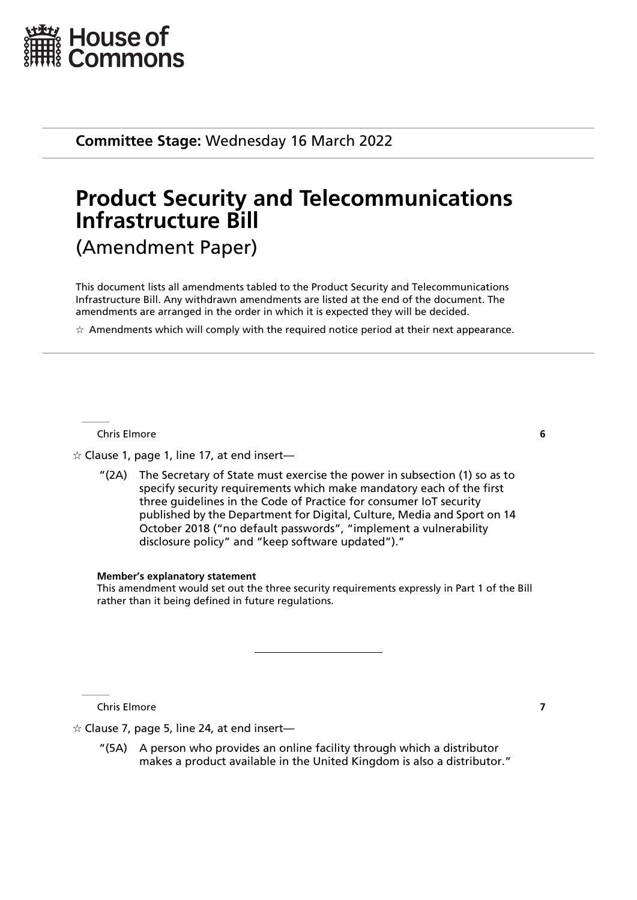House of Commons

**Committee Stage:** Wednesday 16 March 2022

# Product Security and Telecommunications Infrastructure Bill

(Amendment Paper)

This document lists all amendments tabled to the Product Security and Telecommunications Infrastructure Bill. Any withdrawn amendments are listed at the end of the document. The amendments are arranged in the order in which it is expected they will be decided.

☆ Amendments which will comply with the required notice period at their next appearance.

---

Chris Elmore **6**

☆ Clause 1, page 1, line 17, at end insert—

"(2A) The Secretary of State must exercise the power in subsection (1) so as to specify security requirements which make mandatory each of the first three guidelines in the Code of Practice for consumer IoT security published by the Department for Digital, Culture, Media and Sport on 14 October 2018 ("no default passwords", "implement a vulnerability disclosure policy" and "keep software updated")."

**Member's explanatory statement**

This amendment would set out the three security requirements expressly in Part 1 of the Bill rather than it being defined in future regulations.

---

Chris Elmore **7**

☆ Clause 7, page 5, line 24, at end insert—

"(5A) A person who provides an online facility through which a distributor makes a product available in the United Kingdom is also a distributor."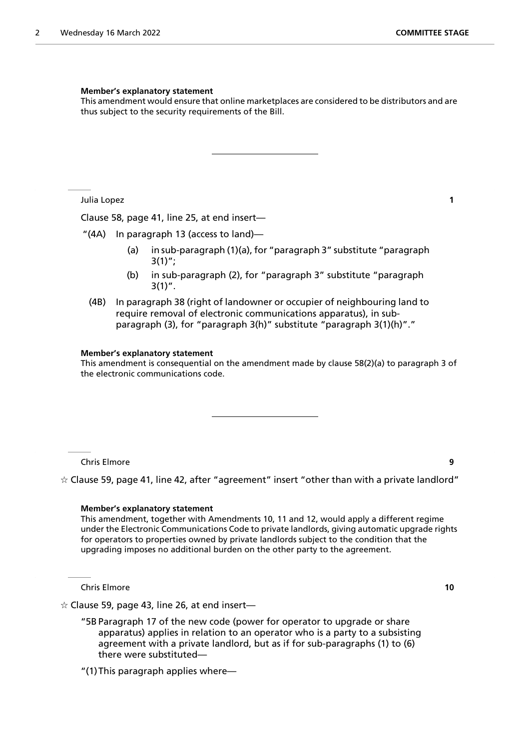**Member's explanatory statement**

This amendment would ensure that online marketplaces are considered to be distributors and are thus subject to the security requirements of the Bill.

---

Julia Lopez **1**

Clause 58, page 41, line 25, at end insert—

"(4A) In paragraph 13 (access to land)—

(a) in sub-paragraph (1)(a), for "paragraph 3" substitute "paragraph 3(1)";

(b) in sub-paragraph (2), for "paragraph 3" substitute "paragraph 3(1)".

(4B) In paragraph 38 (right of landowner or occupier of neighbouring land to require removal of electronic communications apparatus), in sub-paragraph (3), for "paragraph 3(h)" substitute "paragraph 3(1)(h)"."

**Member's explanatory statement**

This amendment is consequential on the amendment made by clause 58(2)(a) to paragraph 3 of the electronic communications code.

---

Chris Elmore **9**

☆ Clause 59, page 41, line 42, after "agreement" insert "other than with a private landlord"

**Member's explanatory statement**

This amendment, together with Amendments 10, 11 and 12, would apply a different regime under the Electronic Communications Code to private landlords, giving automatic upgrade rights for operators to properties owned by private landlords subject to the condition that the upgrading imposes no additional burden on the other party to the agreement.

Chris Elmore **10**

☆ Clause 59, page 43, line 26, at end insert—

"5B Paragraph 17 of the new code (power for operator to upgrade or share apparatus) applies in relation to an operator who is a party to a subsisting agreement with a private landlord, but as if for sub-paragraphs (1) to (6) there were substituted—

"(1) This paragraph applies where—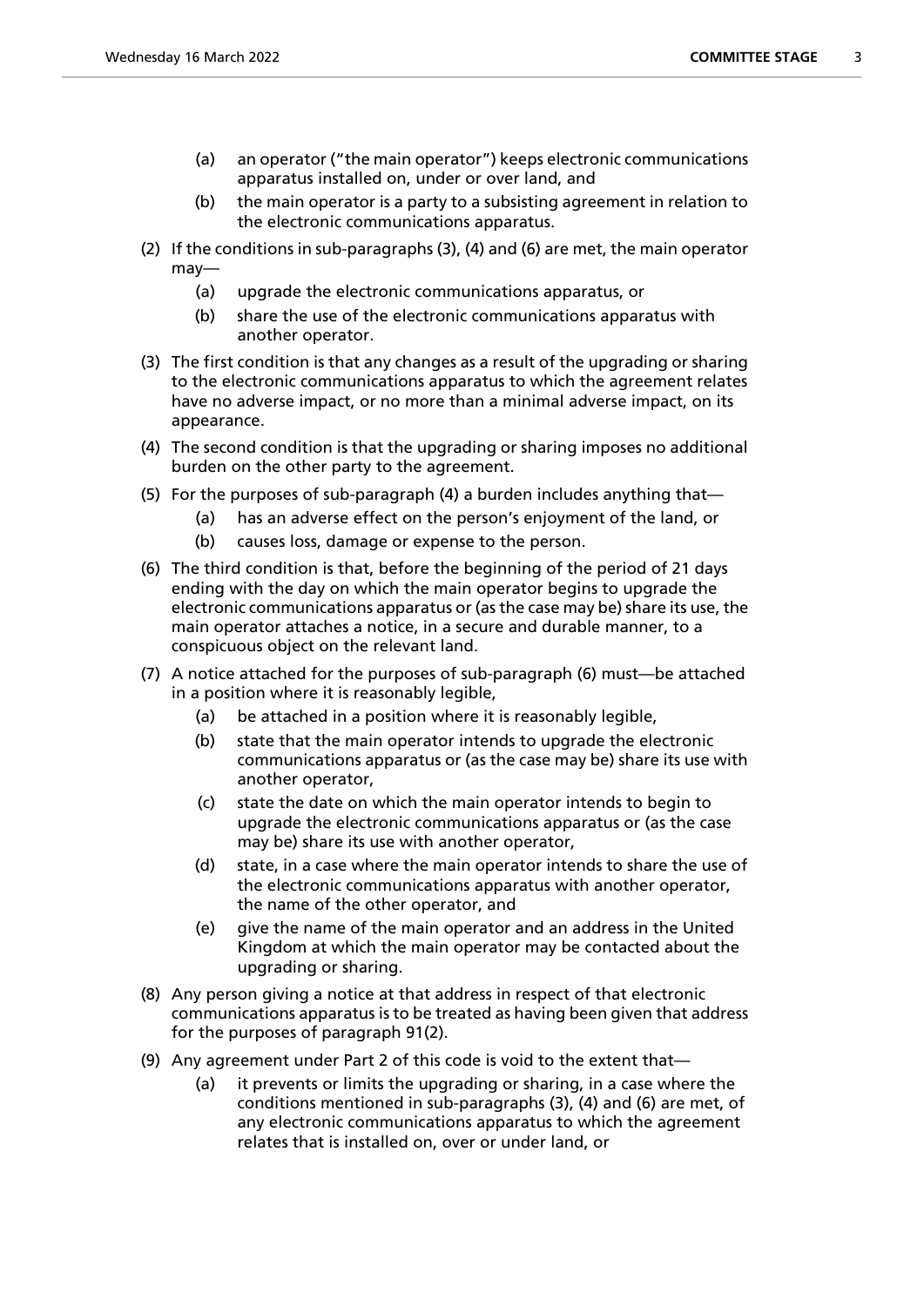(a) an operator ("the main operator") keeps electronic communications apparatus installed on, under or over land, and

(b) the main operator is a party to a subsisting agreement in relation to the electronic communications apparatus.

(2) If the conditions in sub-paragraphs (3), (4) and (6) are met, the main operator may—

(a) upgrade the electronic communications apparatus, or

(b) share the use of the electronic communications apparatus with another operator.

(3) The first condition is that any changes as a result of the upgrading or sharing to the electronic communications apparatus to which the agreement relates have no adverse impact, or no more than a minimal adverse impact, on its appearance.

(4) The second condition is that the upgrading or sharing imposes no additional burden on the other party to the agreement.

(5) For the purposes of sub-paragraph (4) a burden includes anything that—

(a) has an adverse effect on the person's enjoyment of the land, or

(b) causes loss, damage or expense to the person.

(6) The third condition is that, before the beginning of the period of 21 days ending with the day on which the main operator begins to upgrade the electronic communications apparatus or (as the case may be) share its use, the main operator attaches a notice, in a secure and durable manner, to a conspicuous object on the relevant land.

(7) A notice attached for the purposes of sub-paragraph (6) must—be attached in a position where it is reasonably legible,

(a) be attached in a position where it is reasonably legible,

(b) state that the main operator intends to upgrade the electronic communications apparatus or (as the case may be) share its use with another operator,

(c) state the date on which the main operator intends to begin to upgrade the electronic communications apparatus or (as the case may be) share its use with another operator,

(d) state, in a case where the main operator intends to share the use of the electronic communications apparatus with another operator, the name of the other operator, and

(e) give the name of the main operator and an address in the United Kingdom at which the main operator may be contacted about the upgrading or sharing.

(8) Any person giving a notice at that address in respect of that electronic communications apparatus is to be treated as having been given that address for the purposes of paragraph 91(2).

(9) Any agreement under Part 2 of this code is void to the extent that—

(a) it prevents or limits the upgrading or sharing, in a case where the conditions mentioned in sub-paragraphs (3), (4) and (6) are met, of any electronic communications apparatus to which the agreement relates that is installed on, over or under land, or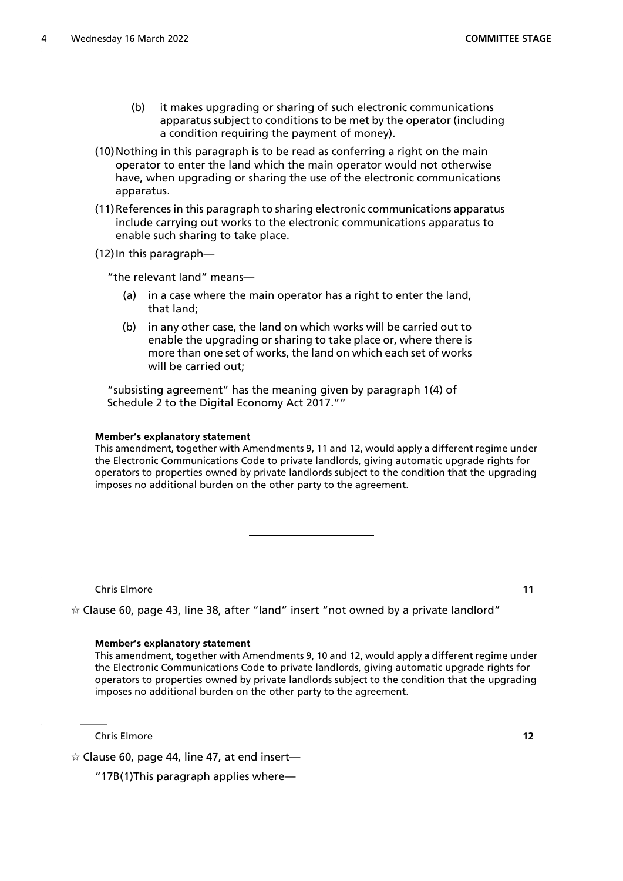(b) it makes upgrading or sharing of such electronic communications apparatus subject to conditions to be met by the operator (including a condition requiring the payment of money).

(10) Nothing in this paragraph is to be read as conferring a right on the main operator to enter the land which the main operator would not otherwise have, when upgrading or sharing the use of the electronic communications apparatus.

(11) References in this paragraph to sharing electronic communications apparatus include carrying out works to the electronic communications apparatus to enable such sharing to take place.

(12) In this paragraph—

"the relevant land" means—

(a) in a case where the main operator has a right to enter the land, that land;

(b) in any other case, the land on which works will be carried out to enable the upgrading or sharing to take place or, where there is more than one set of works, the land on which each set of works will be carried out;

"subsisting agreement" has the meaning given by paragraph 1(4) of Schedule 2 to the Digital Economy Act 2017.""

**Member's explanatory statement**

This amendment, together with Amendments 9, 11 and 12, would apply a different regime under the Electronic Communications Code to private landlords, giving automatic upgrade rights for operators to properties owned by private landlords subject to the condition that the upgrading imposes no additional burden on the other party to the agreement.

---

Chris Elmore **11**

☆ Clause 60, page 43, line 38, after "land" insert "not owned by a private landlord"

**Member's explanatory statement**

This amendment, together with Amendments 9, 10 and 12, would apply a different regime under the Electronic Communications Code to private landlords, giving automatic upgrade rights for operators to properties owned by private landlords subject to the condition that the upgrading imposes no additional burden on the other party to the agreement.

Chris Elmore **12**

☆ Clause 60, page 44, line 47, at end insert—

"17B(1) This paragraph applies where—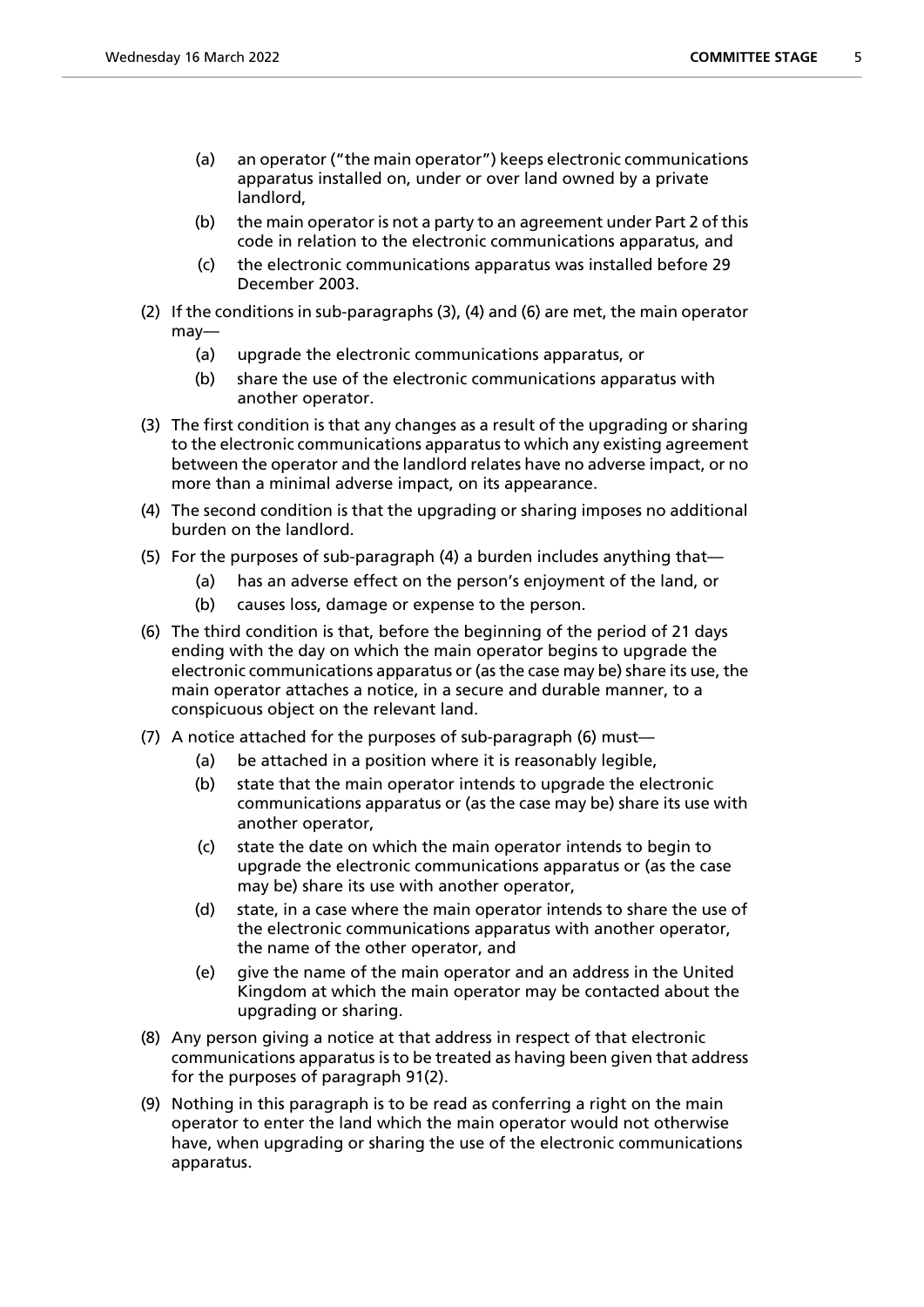(a) an operator ("the main operator") keeps electronic communications apparatus installed on, under or over land owned by a private landlord,

(b) the main operator is not a party to an agreement under Part 2 of this code in relation to the electronic communications apparatus, and

(c) the electronic communications apparatus was installed before 29 December 2003.

(2) If the conditions in sub-paragraphs (3), (4) and (6) are met, the main operator may—

(a) upgrade the electronic communications apparatus, or

(b) share the use of the electronic communications apparatus with another operator.

(3) The first condition is that any changes as a result of the upgrading or sharing to the electronic communications apparatus to which any existing agreement between the operator and the landlord relates have no adverse impact, or no more than a minimal adverse impact, on its appearance.

(4) The second condition is that the upgrading or sharing imposes no additional burden on the landlord.

(5) For the purposes of sub-paragraph (4) a burden includes anything that—

(a) has an adverse effect on the person's enjoyment of the land, or

(b) causes loss, damage or expense to the person.

(6) The third condition is that, before the beginning of the period of 21 days ending with the day on which the main operator begins to upgrade the electronic communications apparatus or (as the case may be) share its use, the main operator attaches a notice, in a secure and durable manner, to a conspicuous object on the relevant land.

(7) A notice attached for the purposes of sub-paragraph (6) must—

(a) be attached in a position where it is reasonably legible,

(b) state that the main operator intends to upgrade the electronic communications apparatus or (as the case may be) share its use with another operator,

(c) state the date on which the main operator intends to begin to upgrade the electronic communications apparatus or (as the case may be) share its use with another operator,

(d) state, in a case where the main operator intends to share the use of the electronic communications apparatus with another operator, the name of the other operator, and

(e) give the name of the main operator and an address in the United Kingdom at which the main operator may be contacted about the upgrading or sharing.

(8) Any person giving a notice at that address in respect of that electronic communications apparatus is to be treated as having been given that address for the purposes of paragraph 91(2).

(9) Nothing in this paragraph is to be read as conferring a right on the main operator to enter the land which the main operator would not otherwise have, when upgrading or sharing the use of the electronic communications apparatus.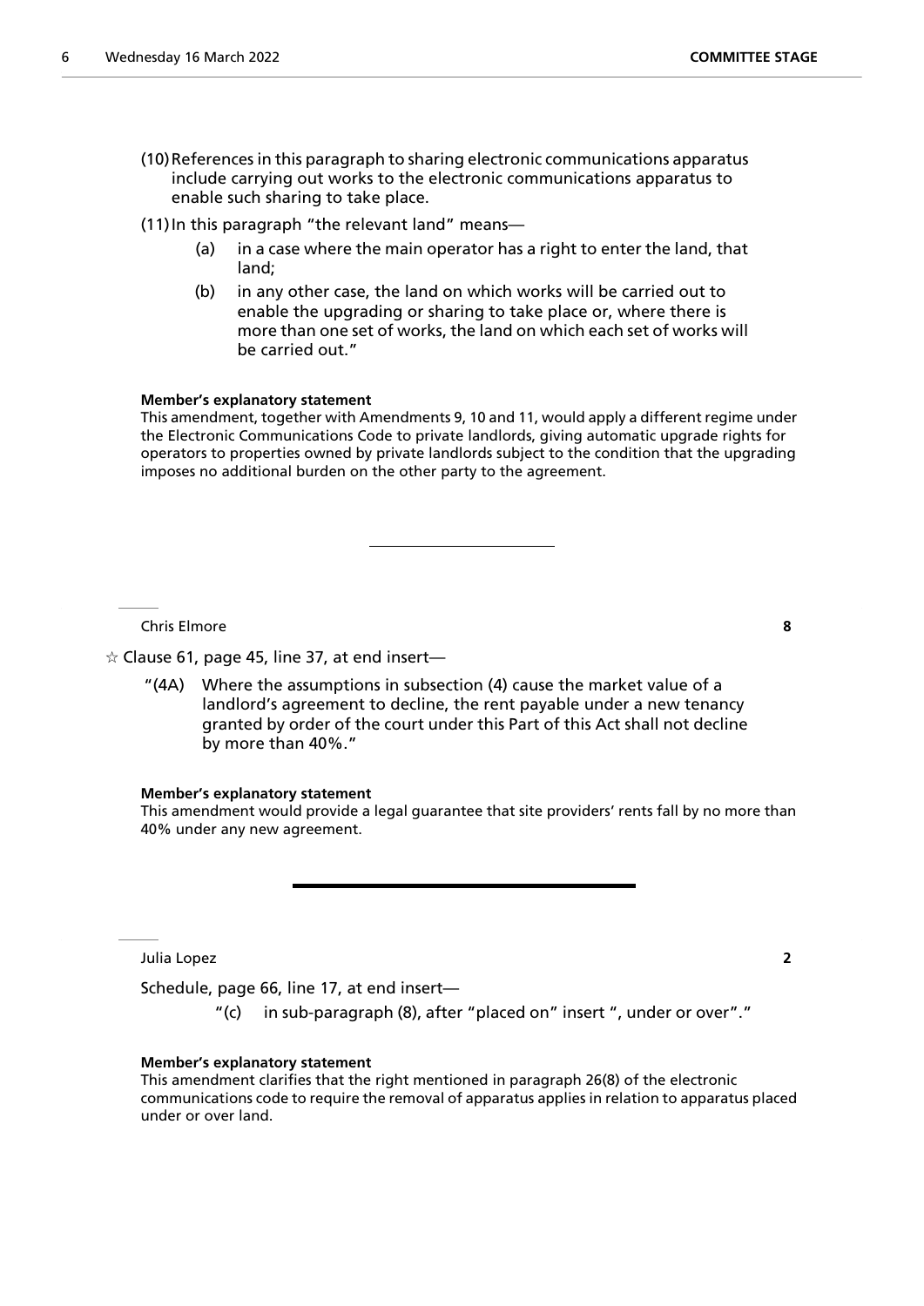(10) References in this paragraph to sharing electronic communications apparatus include carrying out works to the electronic communications apparatus to enable such sharing to take place.

(11) In this paragraph "the relevant land" means—

(a) in a case where the main operator has a right to enter the land, that land;

(b) in any other case, the land on which works will be carried out to enable the upgrading or sharing to take place or, where there is more than one set of works, the land on which each set of works will be carried out."

**Member's explanatory statement**

This amendment, together with Amendments 9, 10 and 11, would apply a different regime under the Electronic Communications Code to private landlords, giving automatic upgrade rights for operators to properties owned by private landlords subject to the condition that the upgrading imposes no additional burden on the other party to the agreement.

---

Chris Elmore **8**

☆ Clause 61, page 45, line 37, at end insert—

"(4A) Where the assumptions in subsection (4) cause the market value of a landlord's agreement to decline, the rent payable under a new tenancy granted by order of the court under this Part of this Act shall not decline by more than 40%."

**Member's explanatory statement**

This amendment would provide a legal guarantee that site providers' rents fall by no more than 40% under any new agreement.

---

Julia Lopez **2**

Schedule, page 66, line 17, at end insert—

"(c) in sub-paragraph (8), after "placed on" insert ", under or over"."

**Member's explanatory statement**

This amendment clarifies that the right mentioned in paragraph 26(8) of the electronic communications code to require the removal of apparatus applies in relation to apparatus placed under or over land.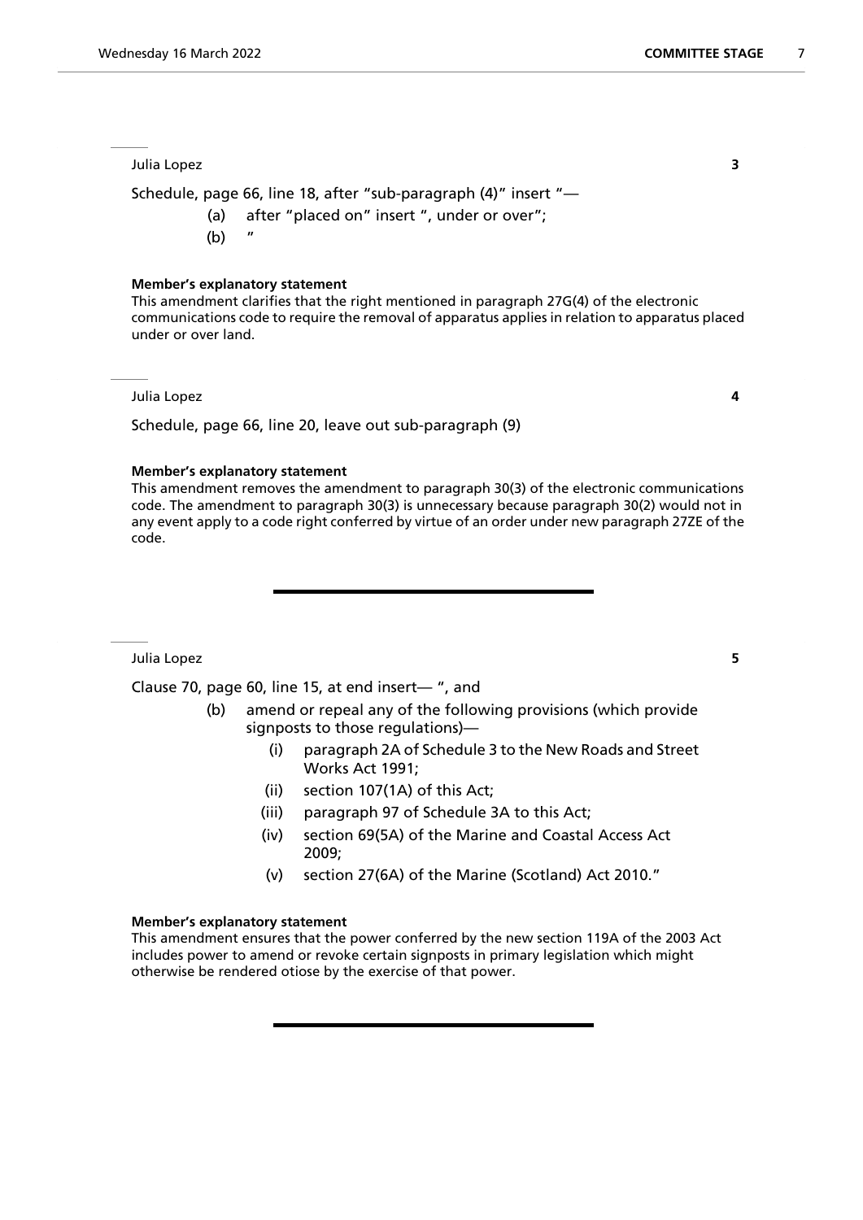Julia Lopez **3**

Schedule, page 66, line 18, after "sub-paragraph (4)" insert "—

(a) after "placed on" insert ", under or over";

(b) "

**Member's explanatory statement**

This amendment clarifies that the right mentioned in paragraph 27G(4) of the electronic communications code to require the removal of apparatus applies in relation to apparatus placed under or over land.

---

Julia Lopez **4**

Schedule, page 66, line 20, leave out sub-paragraph (9)

**Member's explanatory statement**

This amendment removes the amendment to paragraph 30(3) of the electronic communications code. The amendment to paragraph 30(3) is unnecessary because paragraph 30(2) would not in any event apply to a code right conferred by virtue of an order under new paragraph 27ZE of the code.

---

Julia Lopez **5**

Clause 70, page 60, line 15, at end insert— ", and

(b) amend or repeal any of the following provisions (which provide signposts to those regulations)—

(i) paragraph 2A of Schedule 3 to the New Roads and Street Works Act 1991;

(ii) section 107(1A) of this Act;

(iii) paragraph 97 of Schedule 3A to this Act;

(iv) section 69(5A) of the Marine and Coastal Access Act 2009;

(v) section 27(6A) of the Marine (Scotland) Act 2010."

**Member's explanatory statement**

This amendment ensures that the power conferred by the new section 119A of the 2003 Act includes power to amend or revoke certain signposts in primary legislation which might otherwise be rendered otiose by the exercise of that power.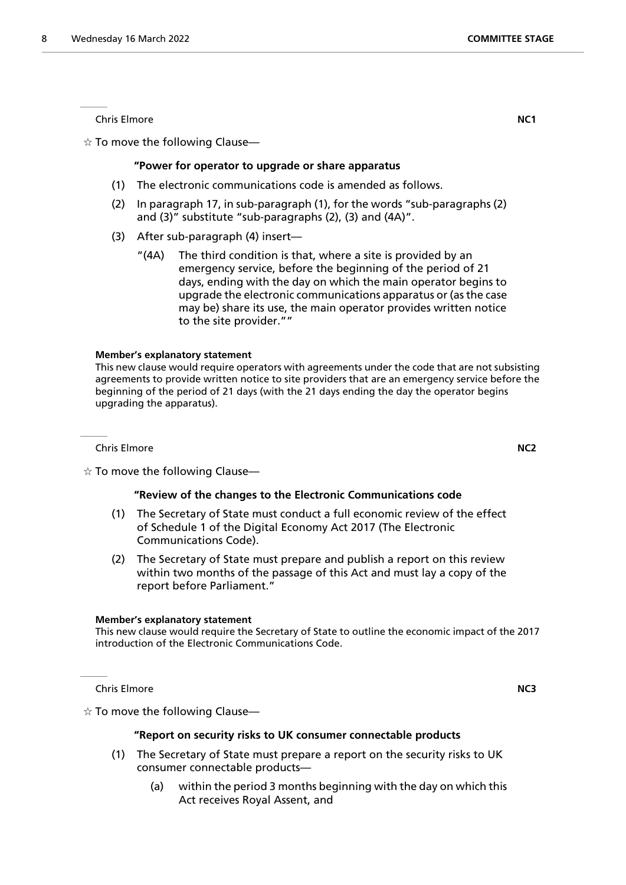Chris Elmore **NC1**

☆ To move the following Clause—

**"Power for operator to upgrade or share apparatus**

(1) The electronic communications code is amended as follows.

(2) In paragraph 17, in sub-paragraph (1), for the words "sub-paragraphs (2) and (3)" substitute "sub-paragraphs (2), (3) and (4A)".

(3) After sub-paragraph (4) insert—

"(4A) The third condition is that, where a site is provided by an emergency service, before the beginning of the period of 21 days, ending with the day on which the main operator begins to upgrade the electronic communications apparatus or (as the case may be) share its use, the main operator provides written notice to the site provider.""

**Member's explanatory statement**

This new clause would require operators with agreements under the code that are not subsisting agreements to provide written notice to site providers that are an emergency service before the beginning of the period of 21 days (with the 21 days ending the day the operator begins upgrading the apparatus).

Chris Elmore **NC2**

☆ To move the following Clause—

**"Review of the changes to the Electronic Communications code**

(1) The Secretary of State must conduct a full economic review of the effect of Schedule 1 of the Digital Economy Act 2017 (The Electronic Communications Code).

(2) The Secretary of State must prepare and publish a report on this review within two months of the passage of this Act and must lay a copy of the report before Parliament."

**Member's explanatory statement**

This new clause would require the Secretary of State to outline the economic impact of the 2017 introduction of the Electronic Communications Code.

Chris Elmore **NC3**

☆ To move the following Clause—

**"Report on security risks to UK consumer connectable products**

(1) The Secretary of State must prepare a report on the security risks to UK consumer connectable products—

(a) within the period 3 months beginning with the day on which this Act receives Royal Assent, and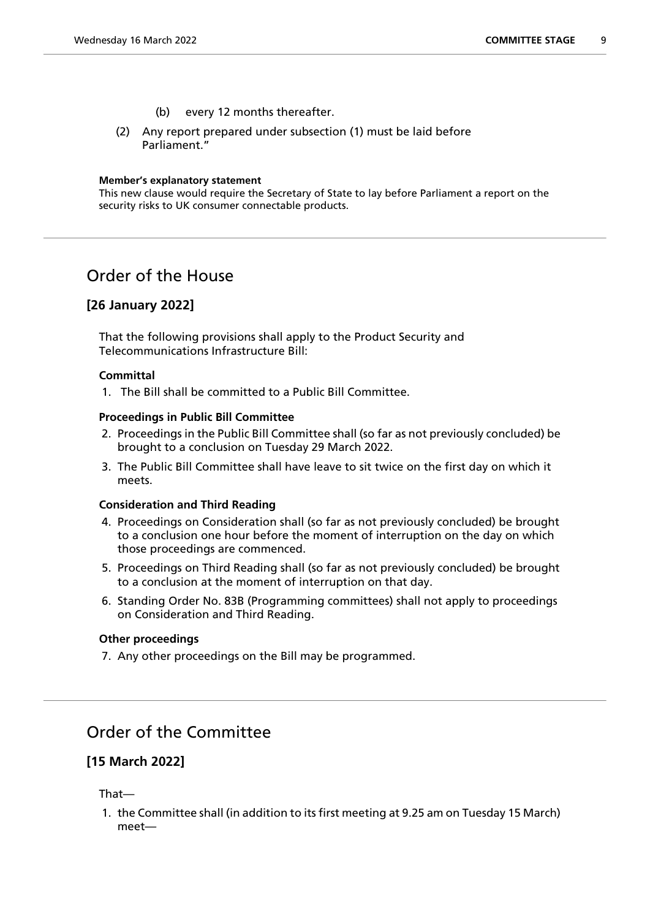(b) every 12 months thereafter.

(2) Any report prepared under subsection (1) must be laid before Parliament."

**Member's explanatory statement**

This new clause would require the Secretary of State to lay before Parliament a report on the security risks to UK consumer connectable products.

## Order of the House

### [26 January 2022]

That the following provisions shall apply to the Product Security and Telecommunications Infrastructure Bill:

**Committal**

1. The Bill shall be committed to a Public Bill Committee.

**Proceedings in Public Bill Committee**

2. Proceedings in the Public Bill Committee shall (so far as not previously concluded) be brought to a conclusion on Tuesday 29 March 2022.
3. The Public Bill Committee shall have leave to sit twice on the first day on which it meets.

**Consideration and Third Reading**

4. Proceedings on Consideration shall (so far as not previously concluded) be brought to a conclusion one hour before the moment of interruption on the day on which those proceedings are commenced.
5. Proceedings on Third Reading shall (so far as not previously concluded) be brought to a conclusion at the moment of interruption on that day.
6. Standing Order No. 83B (Programming committees) shall not apply to proceedings on Consideration and Third Reading.

**Other proceedings**

7. Any other proceedings on the Bill may be programmed.

## Order of the Committee

### [15 March 2022]

That—

1. the Committee shall (in addition to its first meeting at 9.25 am on Tuesday 15 March) meet—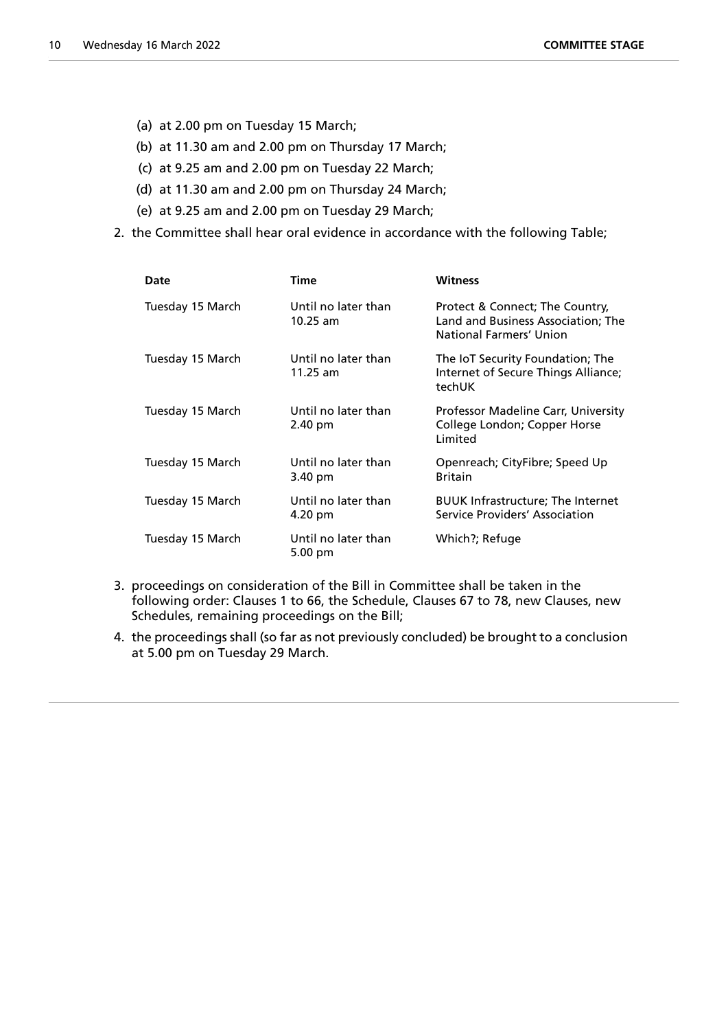(a) at 2.00 pm on Tuesday 15 March;

(b) at 11.30 am and 2.00 pm on Thursday 17 March;

(c) at 9.25 am and 2.00 pm on Tuesday 22 March;

(d) at 11.30 am and 2.00 pm on Thursday 24 March;

(e) at 9.25 am and 2.00 pm on Tuesday 29 March;

2. the Committee shall hear oral evidence in accordance with the following Table;

| Date | Time | Witness |
|---|---|---|
| Tuesday 15 March | Until no later than 10.25 am | Protect & Connect; The Country, Land and Business Association; The National Farmers' Union |
| Tuesday 15 March | Until no later than 11.25 am | The IoT Security Foundation; The Internet of Secure Things Alliance; techUK |
| Tuesday 15 March | Until no later than 2.40 pm | Professor Madeline Carr, University College London; Copper Horse Limited |
| Tuesday 15 March | Until no later than 3.40 pm | Openreach; CityFibre; Speed Up Britain |
| Tuesday 15 March | Until no later than 4.20 pm | BUUK Infrastructure; The Internet Service Providers' Association |
| Tuesday 15 March | Until no later than 5.00 pm | Which?; Refuge |

3. proceedings on consideration of the Bill in Committee shall be taken in the following order: Clauses 1 to 66, the Schedule, Clauses 67 to 78, new Clauses, new Schedules, remaining proceedings on the Bill;

4. the proceedings shall (so far as not previously concluded) be brought to a conclusion at 5.00 pm on Tuesday 29 March.